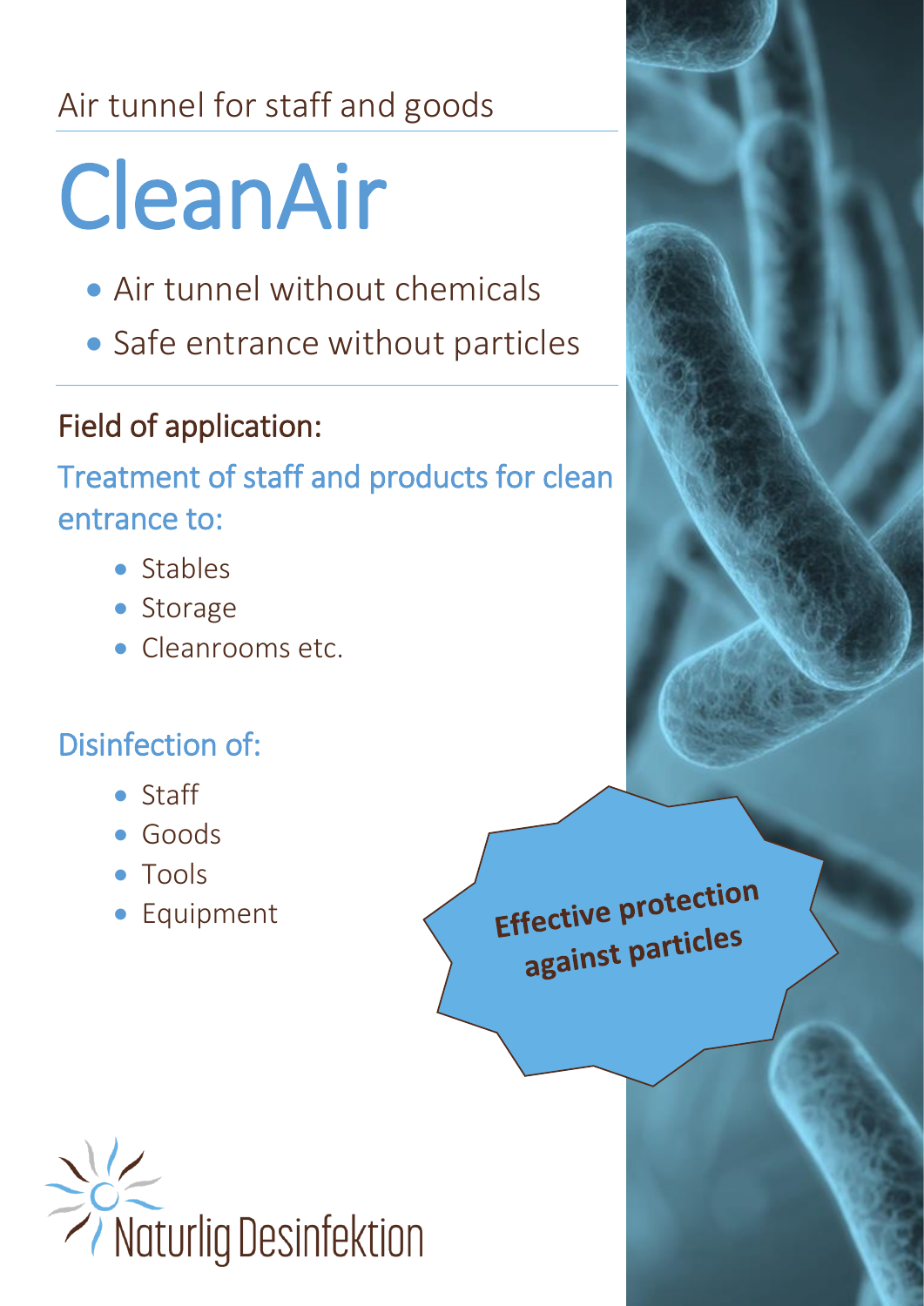Air tunnel for staff and goods

# CleanAir

- Air tunnel without chemicals
- Safe entrance without particles

## Field of application:

### Treatment of staff and products for clean entrance to:

- Stables
- Storage
- Cleanrooms etc.

### Disinfection of:

- Staff
- Goods
- Tools
- Equipment

**Effective protection against particles**

Naturlig Desinfektion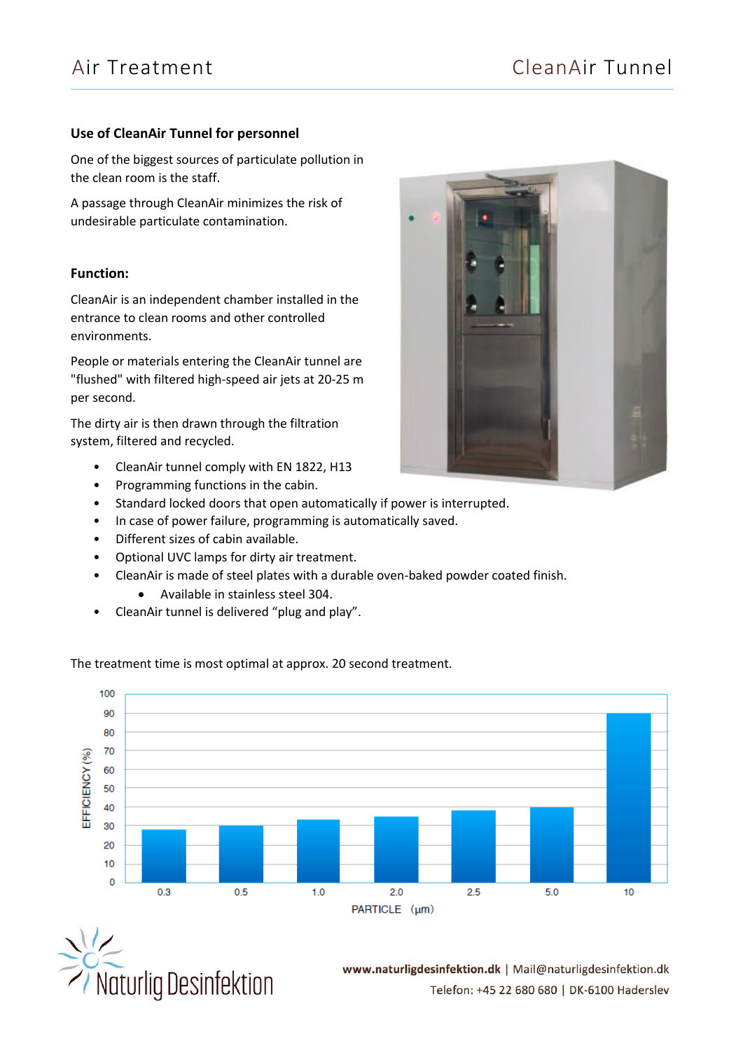# Air Treatment

# CleanAir Tunnel

### Use of CleanAir Tunnel for personnel

One of the biggest sources of particulate pollution in the clean room is the staff.

A passage through CleanAir minimizes the risk of undesirable particulate contamination.

### Function:

CleanAir is an independent chamber installed in the entrance to clean rooms and other controlled environments.

People or materials entering the CleanAir tunnel are "flushed" with filtered high-speed air jets at 20-25 m per second.

The dirty air is then drawn through the filtration system, filtered and recycled.

- CleanAir tunnel comply with EN 1822, H13
- Programming functions in the cabin.
- Standard locked doors that open automatically if power is interrupted.
- In case of power failure, programming is automatically saved.
- Different sizes of cabin available.
- Optional UVC lamps for dirty air treatment.
- CleanAir is made of steel plates with a durable oven-baked powder coated finish.
    - Available in stainless steel 304.
- CleanAir tunnel is delivered “plug and play”.

The treatment time is most optimal at approx. 20 second treatment.

EFFICIENCY (%)

100
90
80
70
60
50
40
30
20
10
0

0.3 0.5 1.0 2.0 2.5 5.0 10

PARTICLE (µm)

Naturlig Desinfektion

**www.naturligdesinfektion.dk** | Mail@naturligdesinfektion.dk
Telefon: +45 22 680 680 | DK-6100 Haderslev